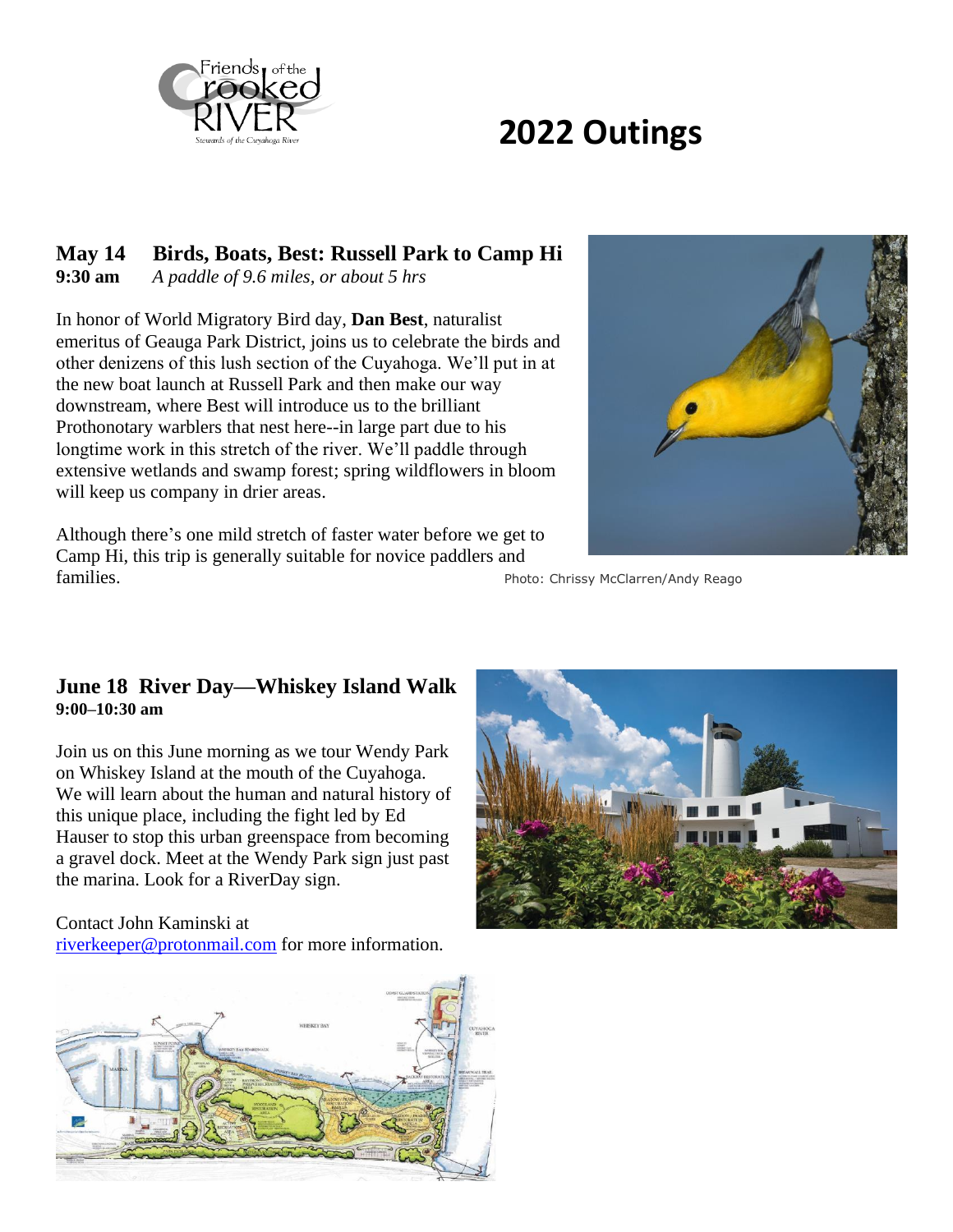# 2022 Outings

## May 14 Birds, Boats, Best: Russell Park to Camp Hi

**9:30 am** *A paddle of 9.6 miles, or about 5 hrs*

In honor of World Migratory Bird day, **Dan Best**, naturalist emeritus of Geauga Park District, joins us to celebrate the birds and other denizens of this lush section of the Cuyahoga. We'll put in at the new boat launch at Russell Park and then make our way downstream, where Best will introduce us to the brilliant Prothonotary warblers that nest here--in large part due to his longtime work in this stretch of the river. We'll paddle through extensive wetlands and swamp forest; spring wildflowers in bloom will keep us company in drier areas.

Although there's one mild stretch of faster water before we get to Camp Hi, this trip is generally suitable for novice paddlers and families.

Photo: Chrissy McClarren/Andy Reago

## June 18 River Day—Whiskey Island Walk

**9:00–10:30 am**

Join us on this June morning as we tour Wendy Park on Whiskey Island at the mouth of the Cuyahoga. We will learn about the human and natural history of this unique place, including the fight led by Ed Hauser to stop this urban greenspace from becoming a gravel dock. Meet at the Wendy Park sign just past the marina. Look for a RiverDay sign.

Contact John Kaminski at [riverkeeper@protonmail.com](mailto:riverkeeper@protonmail.com) for more information.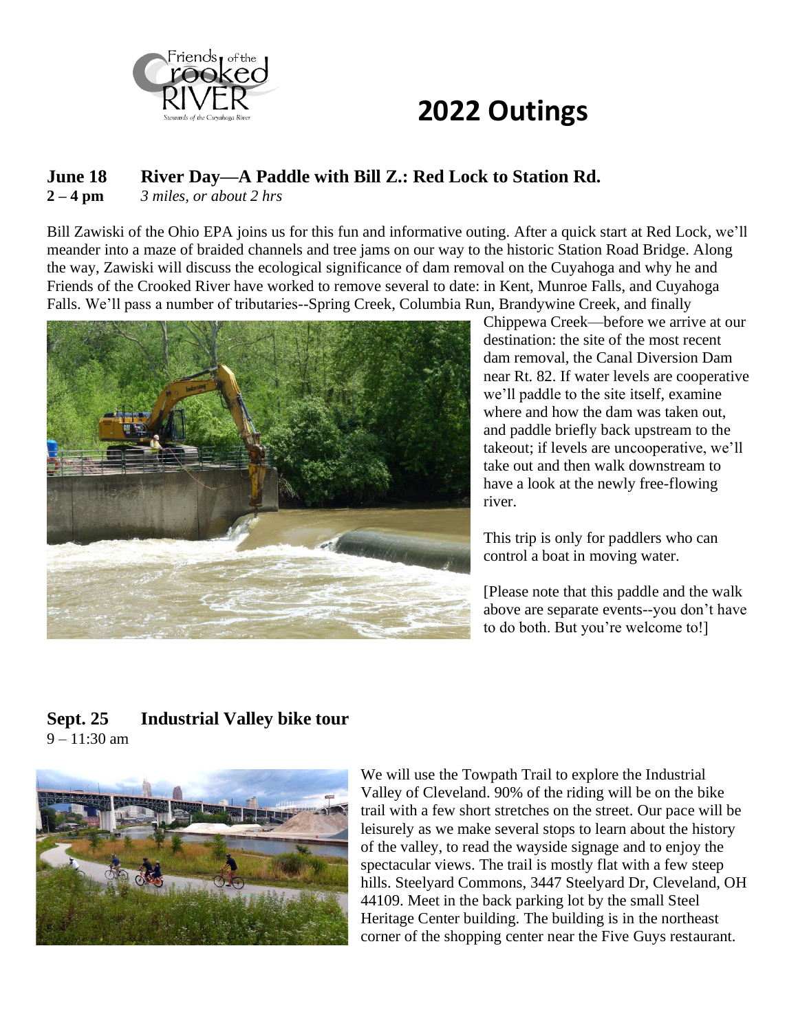# 2022 Outings

## June 18 — River Day—A Paddle with Bill Z.: Red Lock to Station Rd.

**2 – 4 pm** *3 miles, or about 2 hrs*

Bill Zawiski of the Ohio EPA joins us for this fun and informative outing. After a quick start at Red Lock, we'll meander into a maze of braided channels and tree jams on our way to the historic Station Road Bridge. Along the way, Zawiski will discuss the ecological significance of dam removal on the Cuyahoga and why he and Friends of the Crooked River have worked to remove several to date: in Kent, Munroe Falls, and Cuyahoga Falls. We'll pass a number of tributaries--Spring Creek, Columbia Run, Brandywine Creek, and finally Chippewa Creek—before we arrive at our destination: the site of the most recent dam removal, the Canal Diversion Dam near Rt. 82. If water levels are cooperative we'll paddle to the site itself, examine where and how the dam was taken out, and paddle briefly back upstream to the takeout; if levels are uncooperative, we'll take out and then walk downstream to have a look at the newly free-flowing river.

This trip is only for paddlers who can control a boat in moving water.

[Please note that this paddle and the walk above are separate events--you don't have to do both. But you're welcome to!]

## Sept. 25 — Industrial Valley bike tour

9 – 11:30 am

We will use the Towpath Trail to explore the Industrial Valley of Cleveland. 90% of the riding will be on the bike trail with a few short stretches on the street. Our pace will be leisurely as we make several stops to learn about the history of the valley, to read the wayside signage and to enjoy the spectacular views. The trail is mostly flat with a few steep hills. Steelyard Commons, 3447 Steelyard Dr, Cleveland, OH 44109. Meet in the back parking lot by the small Steel Heritage Center building. The building is in the northeast corner of the shopping center near the Five Guys restaurant.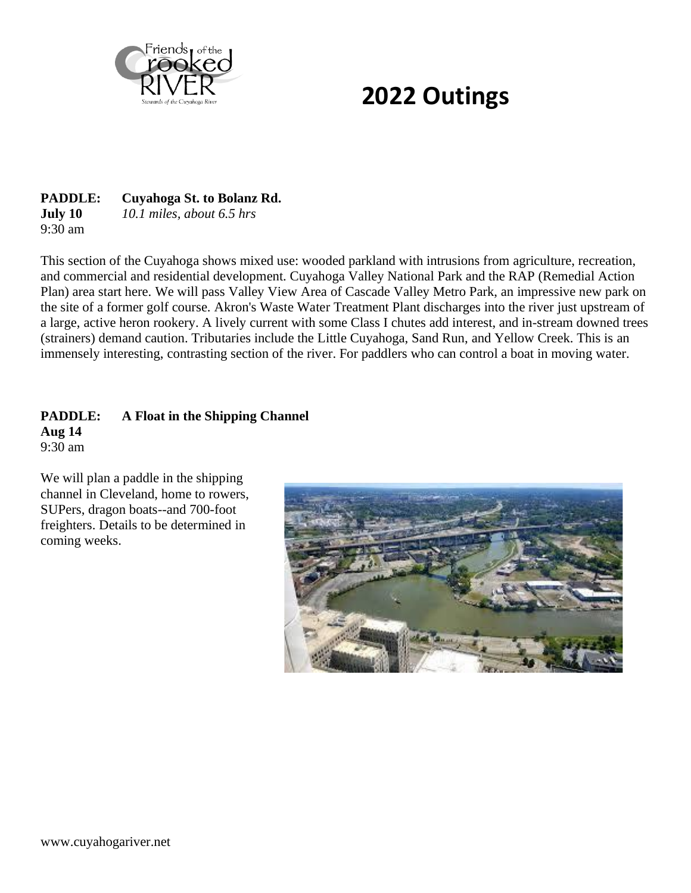# 2022 Outings

**PADDLE: Cuyahoga St. to Bolanz Rd.**
**July 10** *10.1 miles, about 6.5 hrs*
9:30 am

This section of the Cuyahoga shows mixed use: wooded parkland with intrusions from agriculture, recreation, and commercial and residential development. Cuyahoga Valley National Park and the RAP (Remedial Action Plan) area start here. We will pass Valley View Area of Cascade Valley Metro Park, an impressive new park on the site of a former golf course. Akron's Waste Water Treatment Plant discharges into the river just upstream of a large, active heron rookery. A lively current with some Class I chutes add interest, and in-stream downed trees (strainers) demand caution. Tributaries include the Little Cuyahoga, Sand Run, and Yellow Creek. This is an immensely interesting, contrasting section of the river. For paddlers who can control a boat in moving water.

**PADDLE: A Float in the Shipping Channel**
**Aug 14**
9:30 am

We will plan a paddle in the shipping channel in Cleveland, home to rowers, SUPers, dragon boats--and 700-foot freighters. Details to be determined in coming weeks.

www.cuyahogariver.net